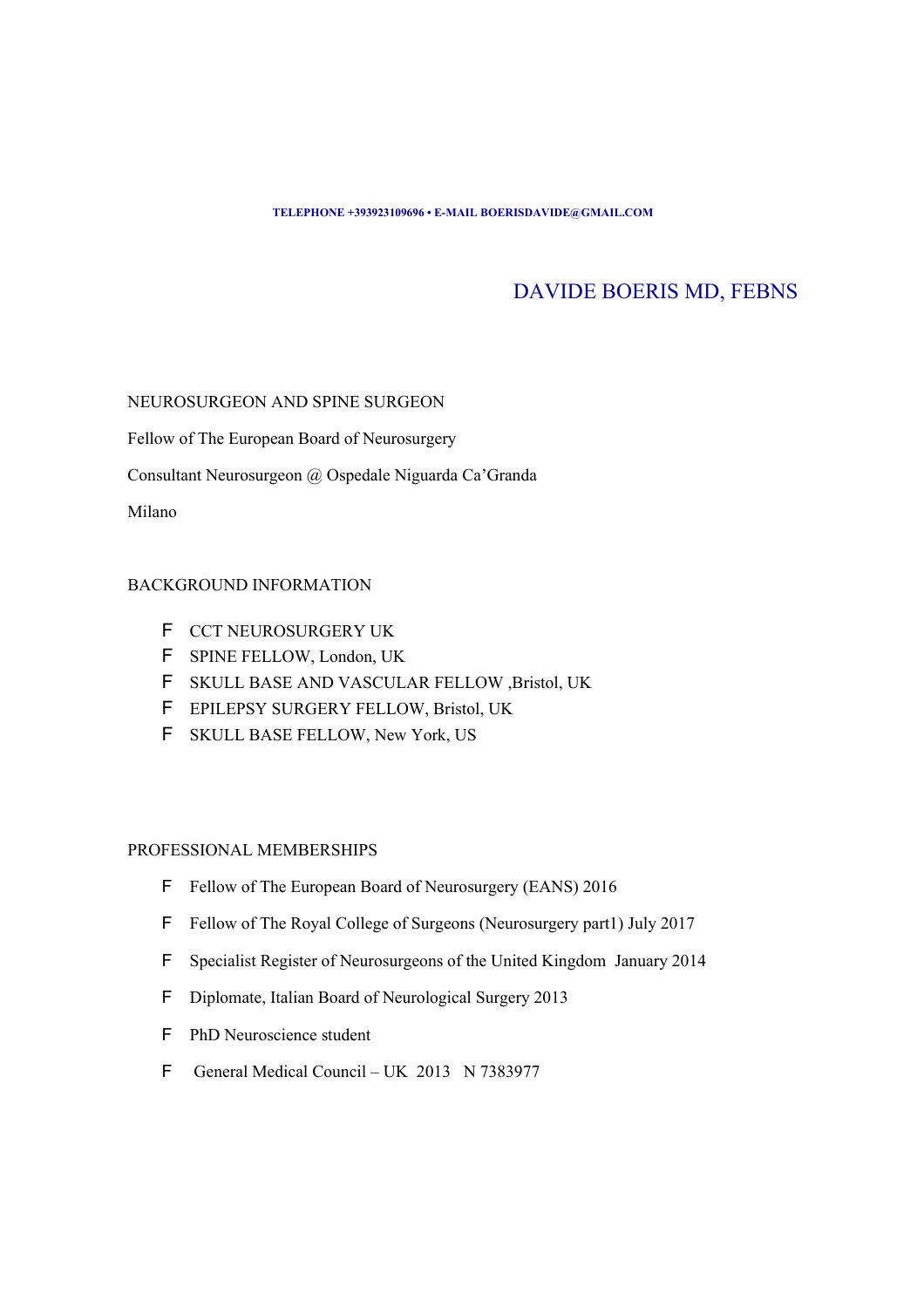**TELEPHONE +393923109696 • E-MAIL BOERISDAVIDE@GMAIL.COM**

# DAVIDE BOERIS MD, FEBNS

NEUROSURGEON AND SPINE SURGEON

Fellow of The European Board of Neurosurgery

Consultant Neurosurgeon @ Ospedale Niguarda Ca'Granda

Milano

## BACKGROUND INFORMATION

- CCT NEUROSURGERY UK
- SPINE FELLOW, London, UK
- SKULL BASE AND VASCULAR FELLOW ,Bristol, UK
- EPILEPSY SURGERY FELLOW, Bristol, UK
- SKULL BASE FELLOW, New York, US

## PROFESSIONAL MEMBERSHIPS

- Fellow of The European Board of Neurosurgery (EANS) 2016
- Fellow of The Royal College of Surgeons (Neurosurgery part1) July 2017
- Specialist Register of Neurosurgeons of the United Kingdom January 2014
- Diplomate, Italian Board of Neurological Surgery 2013
- PhD Neuroscience student
- General Medical Council – UK 2013 N 7383977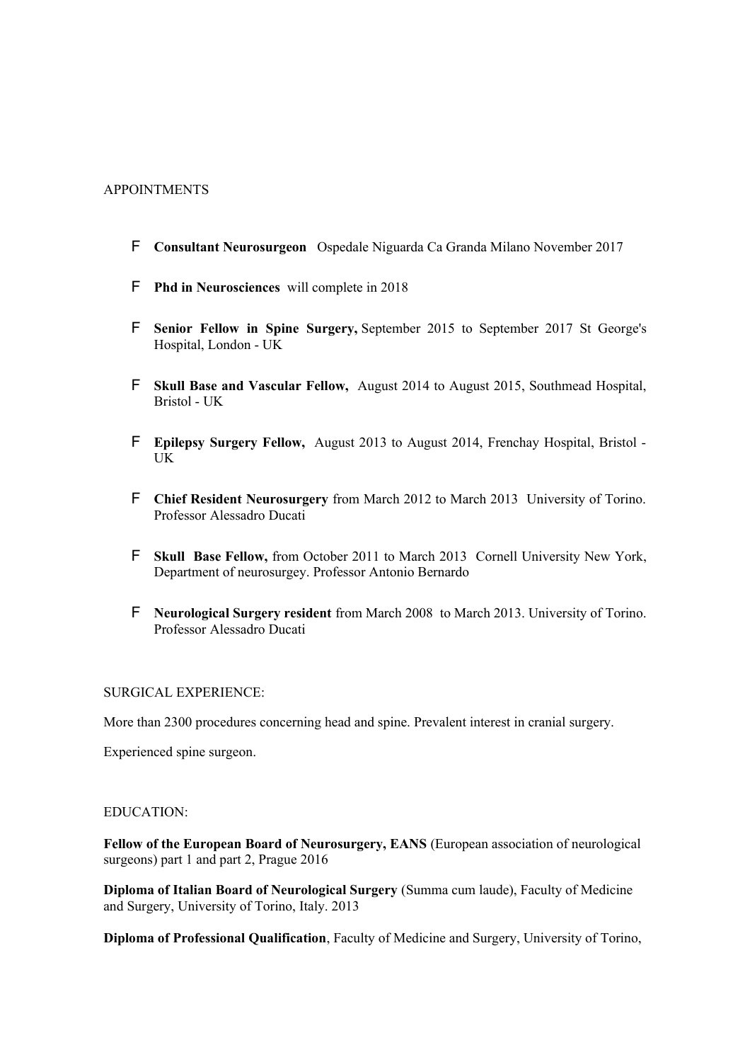APPOINTMENTS

- **Consultant Neurosurgeon** Ospedale Niguarda Ca Granda Milano November 2017
- **Phd in Neurosciences** will complete in 2018
- **Senior Fellow in Spine Surgery,** September 2015 to September 2017 St George's Hospital, London - UK
- **Skull Base and Vascular Fellow,** August 2014 to August 2015, Southmead Hospital, Bristol - UK
- **Epilepsy Surgery Fellow,** August 2013 to August 2014, Frenchay Hospital, Bristol - UK
- **Chief Resident Neurosurgery** from March 2012 to March 2013 University of Torino. Professor Alessadro Ducati
- **Skull Base Fellow,** from October 2011 to March 2013 Cornell University New York, Department of neurosurgey. Professor Antonio Bernardo
- **Neurological Surgery resident** from March 2008 to March 2013. University of Torino. Professor Alessadro Ducati

SURGICAL EXPERIENCE:

More than 2300 procedures concerning head and spine. Prevalent interest in cranial surgery.

Experienced spine surgeon.

EDUCATION:

**Fellow of the European Board of Neurosurgery, EANS** (European association of neurological surgeons) part 1 and part 2, Prague 2016

**Diploma of Italian Board of Neurological Surgery** (Summa cum laude), Faculty of Medicine and Surgery, University of Torino, Italy. 2013

**Diploma of Professional Qualification**, Faculty of Medicine and Surgery, University of Torino,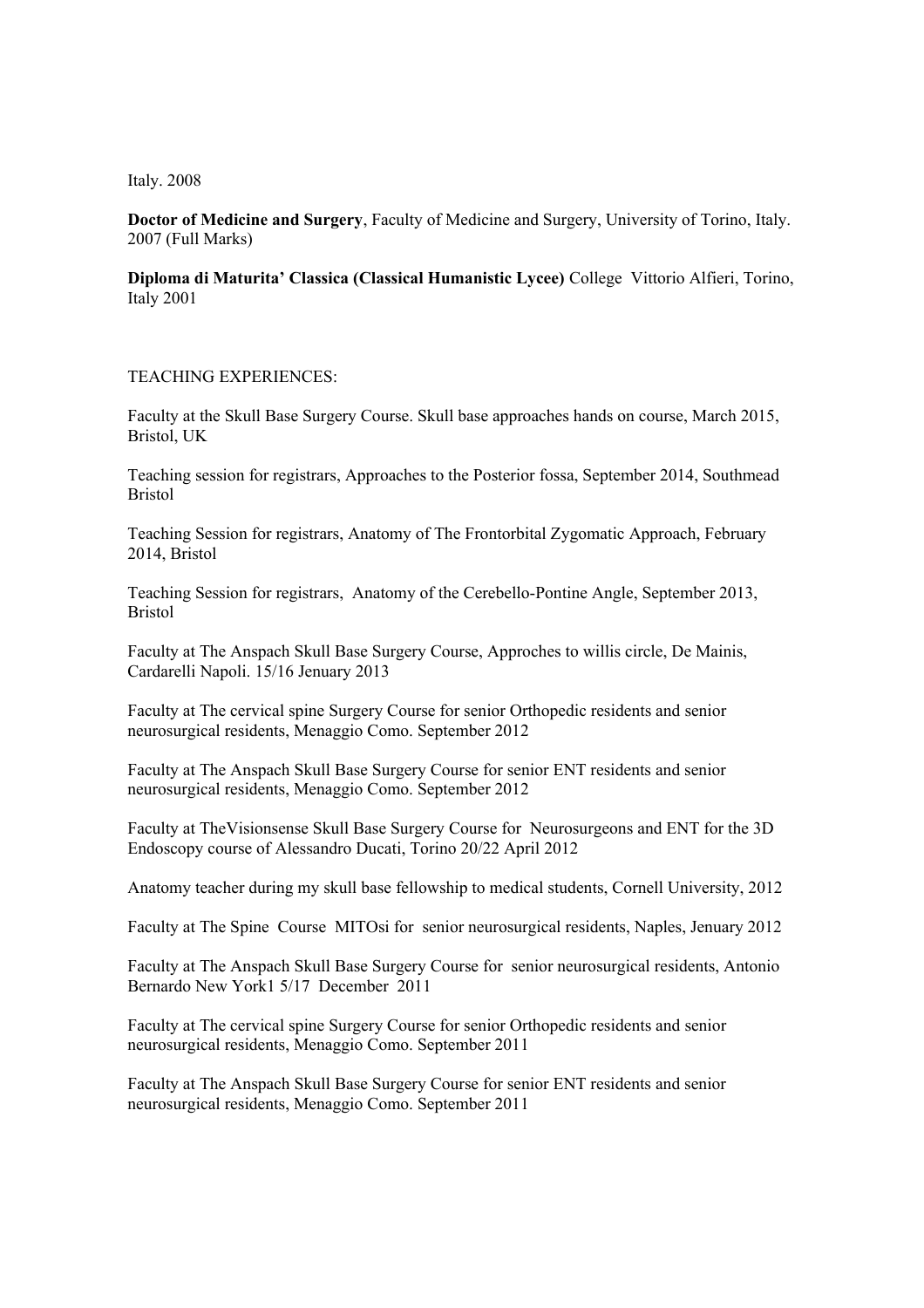Italy. 2008

**Doctor of Medicine and Surgery**, Faculty of Medicine and Surgery, University of Torino, Italy. 2007 (Full Marks)

**Diploma di Maturita' Classica (Classical Humanistic Lycee)** College Vittorio Alfieri, Torino, Italy 2001

TEACHING EXPERIENCES:

Faculty at the Skull Base Surgery Course. Skull base approaches hands on course, March 2015, Bristol, UK

Teaching session for registrars, Approaches to the Posterior fossa, September 2014, Southmead Bristol

Teaching Session for registrars, Anatomy of The Frontorbital Zygomatic Approach, February 2014, Bristol

Teaching Session for registrars, Anatomy of the Cerebello-Pontine Angle, September 2013, Bristol

Faculty at The Anspach Skull Base Surgery Course, Approches to willis circle, De Mainis, Cardarelli Napoli. 15/16 Jenuary 2013

Faculty at The cervical spine Surgery Course for senior Orthopedic residents and senior neurosurgical residents, Menaggio Como. September 2012

Faculty at The Anspach Skull Base Surgery Course for senior ENT residents and senior neurosurgical residents, Menaggio Como. September 2012

Faculty at TheVisionsense Skull Base Surgery Course for Neurosurgeons and ENT for the 3D Endoscopy course of Alessandro Ducati, Torino 20/22 April 2012

Anatomy teacher during my skull base fellowship to medical students, Cornell University, 2012

Faculty at The Spine Course MITOsi for senior neurosurgical residents, Naples, January 2012

Faculty at The Anspach Skull Base Surgery Course for senior neurosurgical residents, Antonio Bernardo New York1 5/17 December 2011

Faculty at The cervical spine Surgery Course for senior Orthopedic residents and senior neurosurgical residents, Menaggio Como. September 2011

Faculty at The Anspach Skull Base Surgery Course for senior ENT residents and senior neurosurgical residents, Menaggio Como. September 2011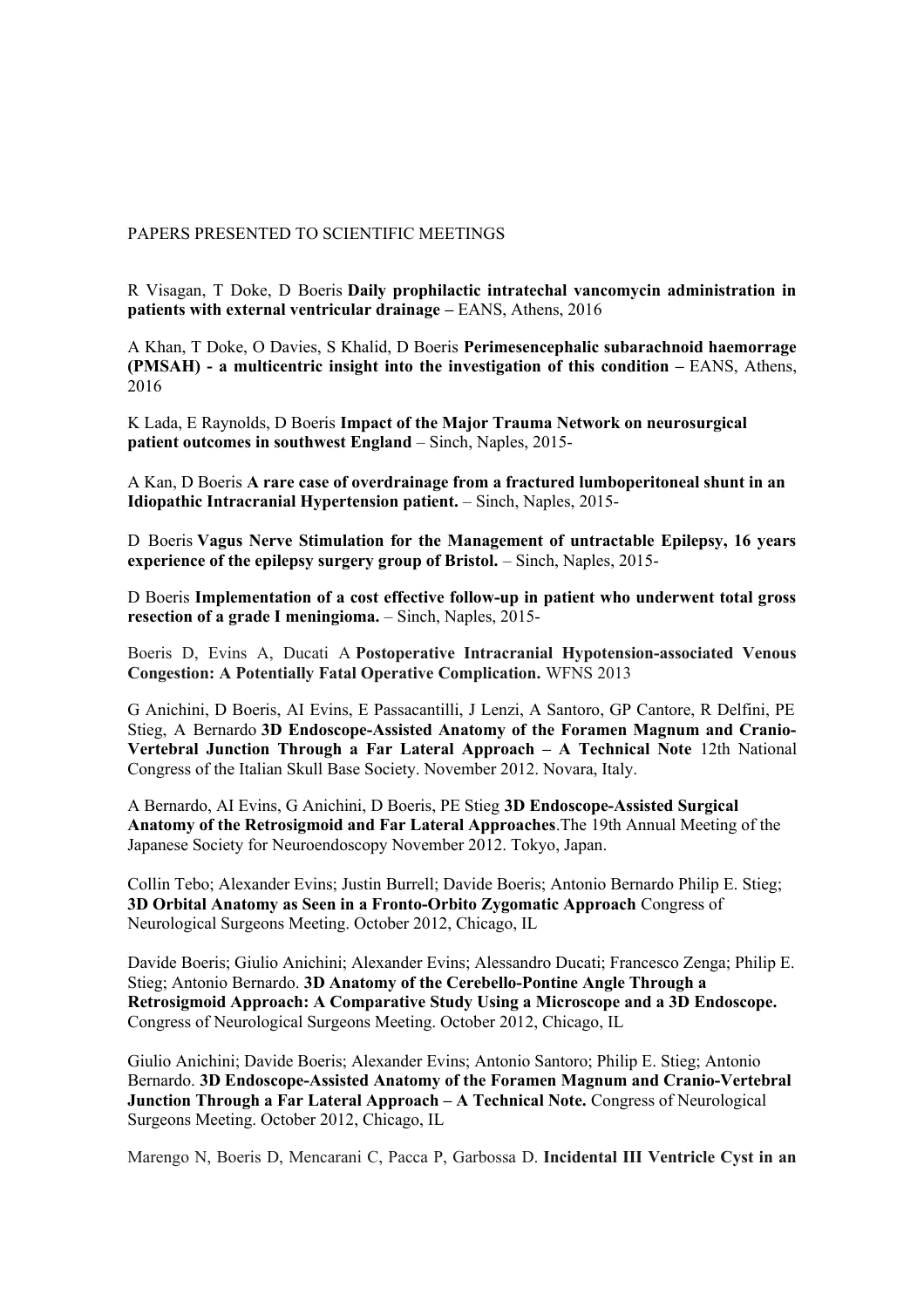PAPERS PRESENTED TO SCIENTIFIC MEETINGS

R Visagan, T Doke, D Boeris **Daily prophilactic intratechal vancomycin administration in patients with external ventricular drainage –** EANS, Athens, 2016

A Khan, T Doke, O Davies, S Khalid, D Boeris **Perimesencephalic subarachnoid haemorrage (PMSAH) - a multicentric insight into the investigation of this condition –** EANS, Athens, 2016

K Lada, E Raynolds, D Boeris **Impact of the Major Trauma Network on neurosurgical patient outcomes in southwest England** – Sinch, Naples, 2015-

A Kan, D Boeris **A rare case of overdrainage from a fractured lumboperitoneal shunt in an Idiopathic Intracranial Hypertension patient.** – Sinch, Naples, 2015-

D Boeris **Vagus Nerve Stimulation for the Management of untractable Epilepsy, 16 years experience of the epilepsy surgery group of Bristol.** – Sinch, Naples, 2015-

D Boeris **Implementation of a cost effective follow-up in patient who underwent total gross resection of a grade I meningioma.** – Sinch, Naples, 2015-

Boeris D, Evins A, Ducati A **Postoperative Intracranial Hypotension-associated Venous Congestion: A Potentially Fatal Operative Complication.** WFNS 2013

G Anichini, D Boeris, AI Evins, E Passacantilli, J Lenzi, A Santoro, GP Cantore, R Delfini, PE Stieg, A Bernardo **3D Endoscope-Assisted Anatomy of the Foramen Magnum and Cranio-Vertebral Junction Through a Far Lateral Approach – A Technical Note** 12th National Congress of the Italian Skull Base Society. November 2012. Novara, Italy.

A Bernardo, AI Evins, G Anichini, D Boeris, PE Stieg **3D Endoscope-Assisted Surgical Anatomy of the Retrosigmoid and Far Lateral Approaches**.The 19th Annual Meeting of the Japanese Society for Neuroendoscopy November 2012. Tokyo, Japan.

Collin Tebo; Alexander Evins; Justin Burrell; Davide Boeris; Antonio Bernardo Philip E. Stieg; **3D Orbital Anatomy as Seen in a Fronto-Orbito Zygomatic Approach** Congress of Neurological Surgeons Meeting. October 2012, Chicago, IL

Davide Boeris; Giulio Anichini; Alexander Evins; Alessandro Ducati; Francesco Zenga; Philip E. Stieg; Antonio Bernardo. **3D Anatomy of the Cerebello-Pontine Angle Through a Retrosigmoid Approach: A Comparative Study Using a Microscope and a 3D Endoscope.** Congress of Neurological Surgeons Meeting. October 2012, Chicago, IL

Giulio Anichini; Davide Boeris; Alexander Evins; Antonio Santoro; Philip E. Stieg; Antonio Bernardo. **3D Endoscope-Assisted Anatomy of the Foramen Magnum and Cranio-Vertebral Junction Through a Far Lateral Approach – A Technical Note.** Congress of Neurological Surgeons Meeting. October 2012, Chicago, IL

Marengo N, Boeris D, Mencarani C, Pacca P, Garbossa D. **Incidental III Ventricle Cyst in an**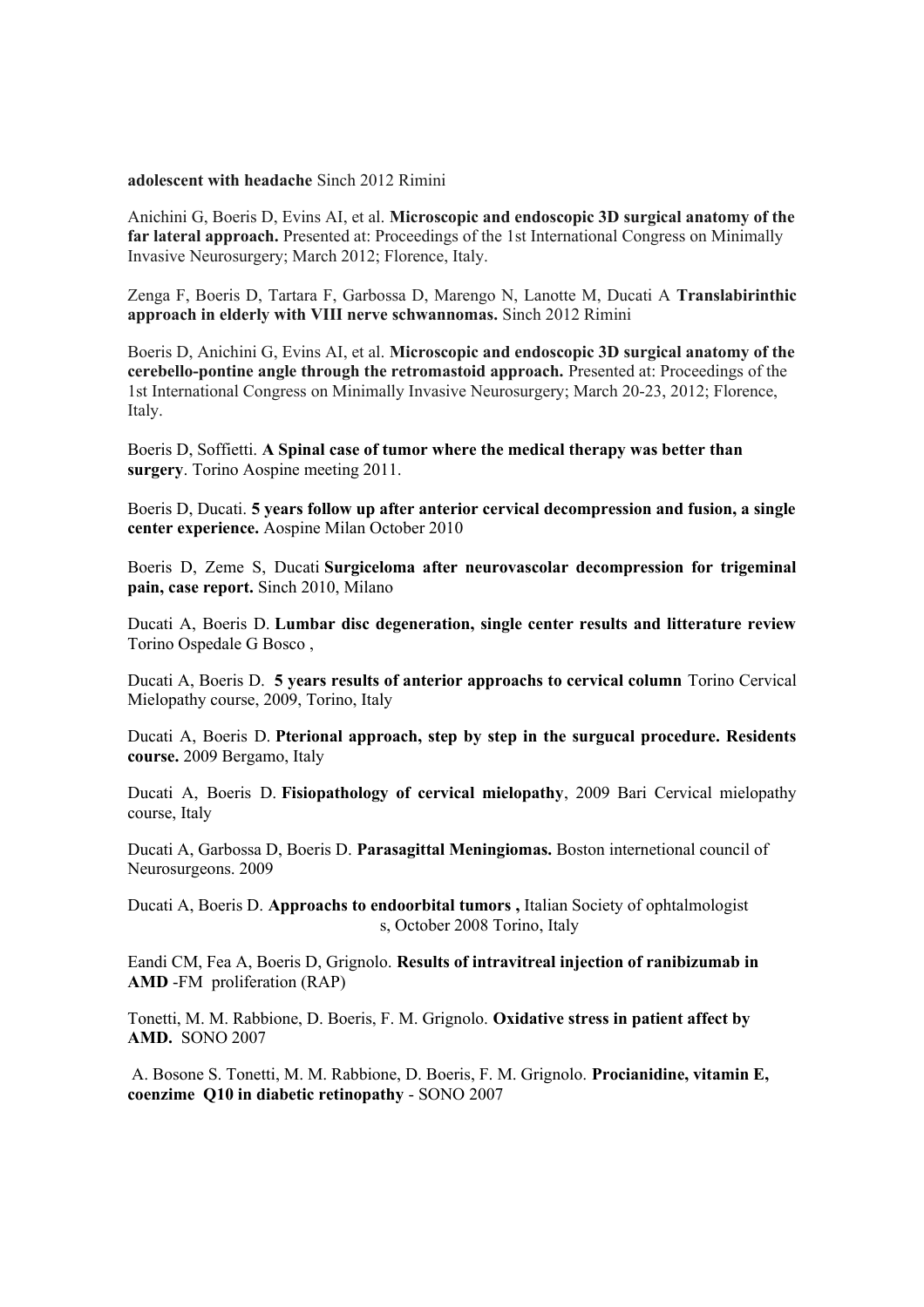**adolescent with headache** Sinch 2012 Rimini

Anichini G, Boeris D, Evins AI, et al. **Microscopic and endoscopic 3D surgical anatomy of the far lateral approach.** Presented at: Proceedings of the 1st International Congress on Minimally Invasive Neurosurgery; March 2012; Florence, Italy.

Zenga F, Boeris D, Tartara F, Garbossa D, Marengo N, Lanotte M, Ducati A **Translabirinthic approach in elderly with VIII nerve schwannomas.** Sinch 2012 Rimini

Boeris D, Anichini G, Evins AI, et al. **Microscopic and endoscopic 3D surgical anatomy of the cerebello-pontine angle through the retromastoid approach.** Presented at: Proceedings of the 1st International Congress on Minimally Invasive Neurosurgery; March 20-23, 2012; Florence, Italy.

Boeris D, Soffietti. **A Spinal case of tumor where the medical therapy was better than surgery**. Torino Aospine meeting 2011.

Boeris D, Ducati. **5 years follow up after anterior cervical decompression and fusion, a single center experience.** Aospine Milan October 2010

Boeris D, Zeme S, Ducati **Surgiceloma after neurovascolar decompression for trigeminal pain, case report.** Sinch 2010, Milano

Ducati A, Boeris D. **Lumbar disc degeneration, single center results and litterature review** Torino Ospedale G Bosco ,

Ducati A, Boeris D. **5 years results of anterior approachs to cervical column** Torino Cervical Mielopathy course, 2009, Torino, Italy

Ducati A, Boeris D. **Pterional approach, step by step in the surgucal procedure. Residents course.** 2009 Bergamo, Italy

Ducati A, Boeris D. **Fisiopathology of cervical mielopathy**, 2009 Bari Cervical mielopathy course, Italy

Ducati A, Garbossa D, Boeris D. **Parasagittal Meningiomas.** Boston internetional council of Neurosurgeons. 2009

Ducati A, Boeris D. **Approachs to endoorbital tumors ,** Italian Society of ophtalmologist s, October 2008 Torino, Italy

Eandi CM, Fea A, Boeris D, Grignolo. **Results of intravitreal injection of ranibizumab in AMD** -FM proliferation (RAP)

Tonetti, M. M. Rabbione, D. Boeris, F. M. Grignolo. **Oxidative stress in patient affect by AMD.** SONO 2007

A. Bosone S. Tonetti, M. M. Rabbione, D. Boeris, F. M. Grignolo. **Procianidine, vitamin E, coenzime Q10 in diabetic retinopathy** - SONO 2007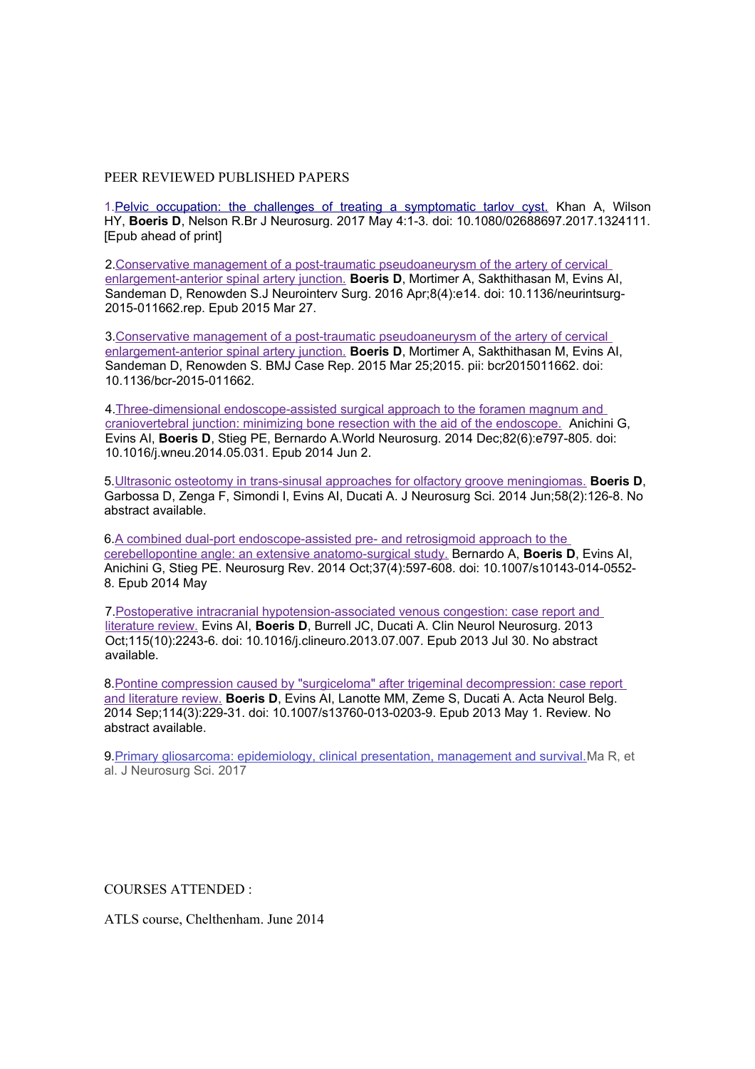## PEER REVIEWED PUBLISHED PAPERS

1. Pelvic occupation: the challenges of treating a symptomatic tarlov cyst. Khan A, Wilson HY, **Boeris D**, Nelson R.Br J Neurosurg. 2017 May 4:1-3. doi: 10.1080/02688697.2017.1324111. [Epub ahead of print]

2. Conservative management of a post-traumatic pseudoaneurysm of the artery of cervical enlargement-anterior spinal artery junction. **Boeris D**, Mortimer A, Sakthithasan M, Evins AI, Sandeman D, Renowden S.J Neurointerv Surg. 2016 Apr;8(4):e14. doi: 10.1136/neurintsurg-2015-011662.rep. Epub 2015 Mar 27.

3. Conservative management of a post-traumatic pseudoaneurysm of the artery of cervical enlargement-anterior spinal artery junction. **Boeris D**, Mortimer A, Sakthithasan M, Evins AI, Sandeman D, Renowden S. BMJ Case Rep. 2015 Mar 25;2015. pii: bcr2015011662. doi: 10.1136/bcr-2015-011662.

4. Three-dimensional endoscope-assisted surgical approach to the foramen magnum and craniovertebral junction: minimizing bone resection with the aid of the endoscope. Anichini G, Evins AI, **Boeris D**, Stieg PE, Bernardo A.World Neurosurg. 2014 Dec;82(6):e797-805. doi: 10.1016/j.wneu.2014.05.031. Epub 2014 Jun 2.

5. Ultrasonic osteotomy in trans-sinusal approaches for olfactory groove meningiomas. **Boeris D**, Garbossa D, Zenga F, Simondi I, Evins AI, Ducati A. J Neurosurg Sci. 2014 Jun;58(2):126-8. No abstract available.

6. A combined dual-port endoscope-assisted pre- and retrosigmoid approach to the cerebellopontine angle: an extensive anatomo-surgical study. Bernardo A, **Boeris D**, Evins AI, Anichini G, Stieg PE. Neurosurg Rev. 2014 Oct;37(4):597-608. doi: 10.1007/s10143-014-0552-8. Epub 2014 May

7. Postoperative intracranial hypotension-associated venous congestion: case report and literature review. Evins AI, **Boeris D**, Burrell JC, Ducati A. Clin Neurol Neurosurg. 2013 Oct;115(10):2243-6. doi: 10.1016/j.clineuro.2013.07.007. Epub 2013 Jul 30. No abstract available.

8. Pontine compression caused by "surgiceloma" after trigeminal decompression: case report and literature review. **Boeris D**, Evins AI, Lanotte MM, Zeme S, Ducati A. Acta Neurol Belg. 2014 Sep;114(3):229-31. doi: 10.1007/s13760-013-0203-9. Epub 2013 May 1. Review. No abstract available.

9. Primary gliosarcoma: epidemiology, clinical presentation, management and survival. Ma R, et al. J Neurosurg Sci. 2017

## COURSES ATTENDED :

ATLS course, Chelthenham. June 2014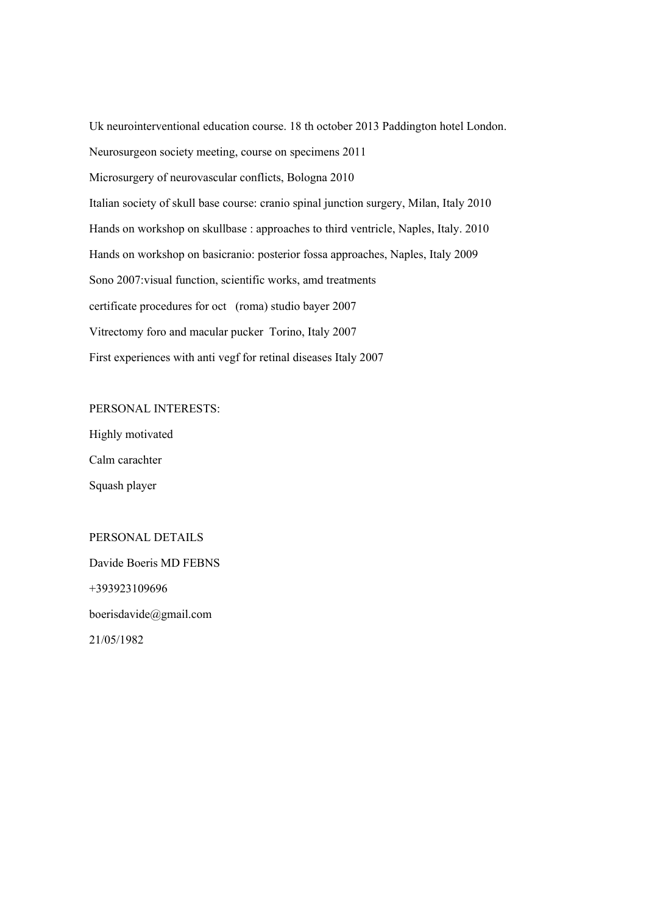Uk neurointerventional education course. 18 th october 2013 Paddington hotel London.

Neurosurgeon society meeting, course on specimens 2011

Microsurgery of neurovascular conflicts, Bologna 2010

Italian society of skull base course: cranio spinal junction surgery, Milan, Italy 2010

Hands on workshop on skullbase : approaches to third ventricle, Naples, Italy. 2010

Hands on workshop on basicranio: posterior fossa approaches, Naples, Italy 2009

Sono 2007:visual function, scientific works, amd treatments

certificate procedures for oct (roma) studio bayer 2007

Vitrectomy foro and macular pucker Torino, Italy 2007

First experiences with anti vegf for retinal diseases Italy 2007

PERSONAL INTERESTS:

Highly motivated

Calm carachter

Squash player

PERSONAL DETAILS

Davide Boeris MD FEBNS

+393923109696

boerisdavide@gmail.com

21/05/1982